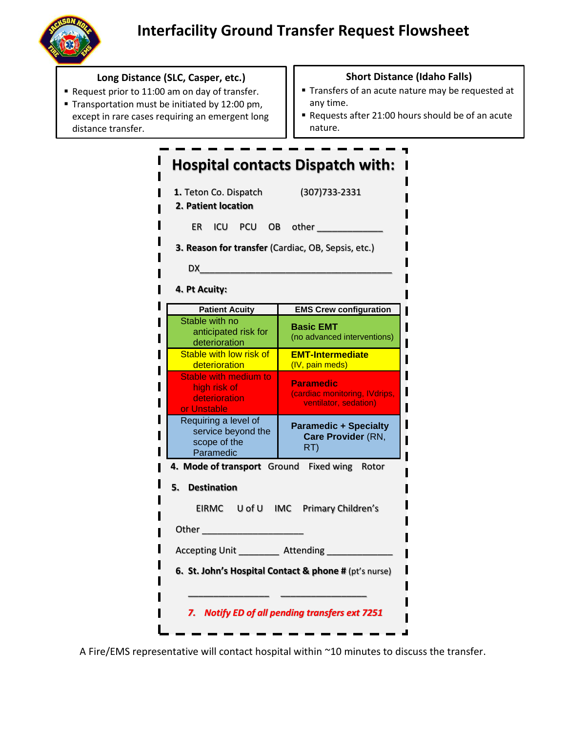# Interfacility Ground Transfer Request Flowsheet

**Long Distance (SLC, Casper, etc.)**

- Request prior to 11:00 am on day of transfer.
- Transportation must be initiated by 12:00 pm, except in rare cases requiring an emergent long distance transfer.

**Short Distance (Idaho Falls)**

- Transfers of an acute nature may be requested at any time.
- Requests after 21:00 hours should be of an acute nature.

## Hospital contacts Dispatch with:

**1.** Teton Co. Dispatch (307)733-2331

**2. Patient location**

ER ICU PCU OB other _____________

**3. Reason for transfer** (Cardiac, OB, Sepsis, etc.)

DX________________________________________

**4. Pt Acuity:**

| Patient Acuity | EMS Crew configuration |
|---|---|
| Stable with no anticipated risk for deterioration | **Basic EMT** (no advanced interventions) |
| Stable with low risk of deterioration | **EMT-Intermediate** (IV, pain meds) |
| Stable with medium to high risk of deterioration or Unstable | **Paramedic** (cardiac monitoring, IVdrips, ventilator, sedation) |
| Requiring a level of service beyond the scope of the Paramedic | **Paramedic + Specialty Care Provider** (RN, RT) |

**4. Mode of transport** Ground Fixed wing Rotor

**5. Destination**

EIRMC U of U IMC Primary Children's

Other ____________________

Accepting Unit ________ Attending _____________

**6. St. John's Hospital Contact & phone #** (pt's nurse)

_________________ _________________

***7. Notify ED of all pending transfers ext 7251***

A Fire/EMS representative will contact hospital within ~10 minutes to discuss the transfer.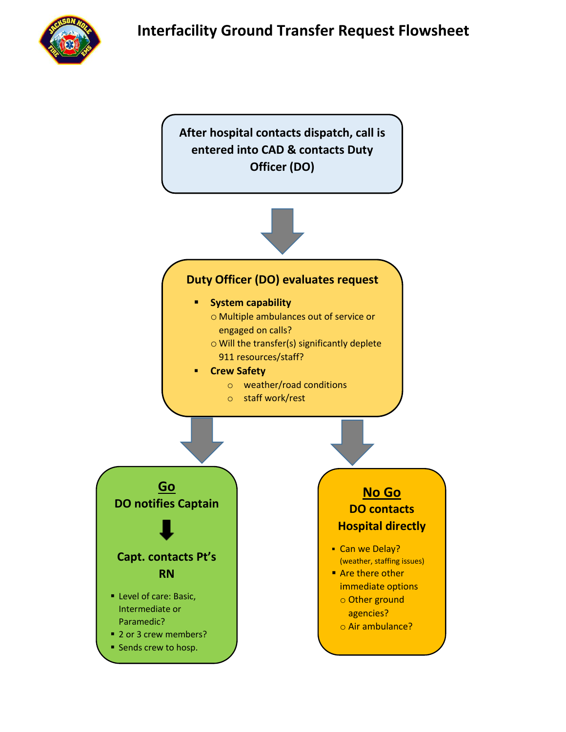# Interfacility Ground Transfer Request Flowsheet

**After hospital contacts dispatch, call is entered into CAD & contacts Duty Officer (DO)**

## Duty Officer (DO) evaluates request

- **System capability**
  - Multiple ambulances out of service or engaged on calls?
  - Will the transfer(s) significantly deplete 911 resources/staff?
- **Crew Safety**
  - weather/road conditions
  - staff work/rest

## Go

**DO notifies Captain**

**Capt. contacts Pt's RN**

- Level of care: Basic, Intermediate or Paramedic?
- 2 or 3 crew members?
- Sends crew to hosp.

## No Go

**DO contacts Hospital directly**

- Can we Delay? (weather, staffing issues)
- Are there other immediate options
  - Other ground agencies?
  - Air ambulance?